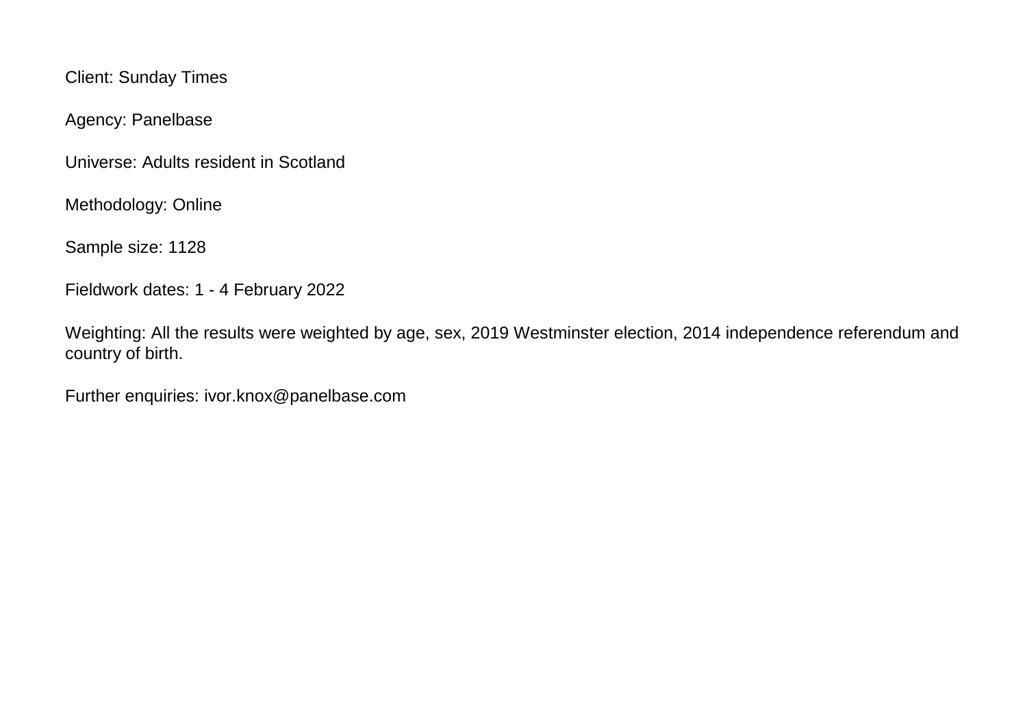Client: Sunday Times

Agency: Panelbase

Universe: Adults resident in Scotland

Methodology: Online

Sample size: 1128

Fieldwork dates: 1 - 4 February 2022

Weighting: All the results were weighted by age, sex, 2019 Westminster election, 2014 independence referendum and country of birth.

Further enquiries: ivor.knox@panelbase.com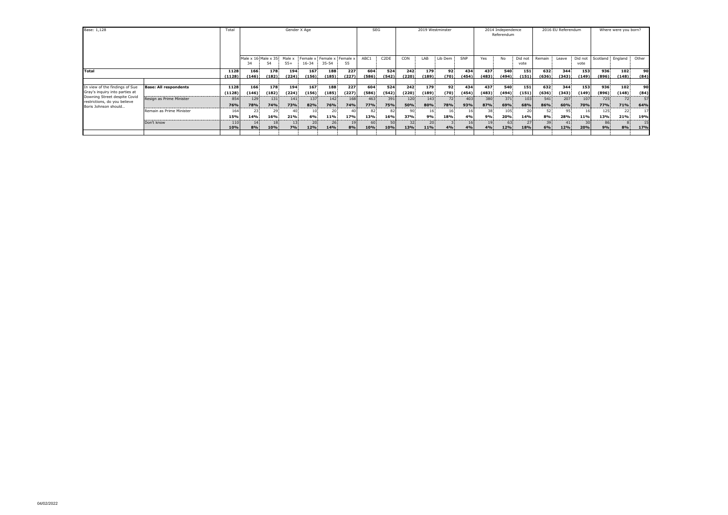| Base: 1,128 | | Total | Gender X Age | | | | | | SEG | | 2019 Westminster | | | | 2014 Independence Referendum | | | 2016 EU Referendum | | | Where were you born? | | |
|---|---|---|---|---|---|---|---|---|---|---|---|---|---|---|---|---|---|---|---|---|---|---|---|
| | | | Male x 16-34 | Male x 35-54 | Male x 55+ | Female x 16-34 | Female x 35-54 | Female x 55 | ABC1 | C2DE | CON | LAB | Lib Dem | SNP | Yes | No | Did not vote | Remain | Leave | Did not vote | Scotland | England | Other |
| **Total** | | **1128** **(1128)** | **166** **(146)** | **178** **(182)** | **194** **(224)** | **167** **(156)** | **188** **(185)** | **227** **(227)** | **604** **(586)** | **524** **(542)** | **242** **(220)** | **179** **(189)** | **92** **(70)** | **434** **(454)** | **437** **(483)** | **540** **(494)** | **151** **(151)** | **632** **(636)** | **344** **(343)** | **153** **(149)** | **936** **(896)** | **102** **(148)** | **90** **(84)** |
| In view of the findings of Sue Gray's inquiry into parties at Downing Street despite Covid restrictions, do you believe Boris Johnson should... | **Base: All respondents** | **1128** **(1128)** | **166** **(146)** | **178** **(182)** | **194** **(224)** | **167** **(156)** | **188** **(185)** | **227** **(227)** | **604** **(586)** | **524** **(542)** | **242** **(220)** | **179** **(189)** | **92** **(70)** | **434** **(454)** | **437** **(483)** | **540** **(494)** | **151** **(151)** | **632** **(636)** | **344** **(343)** | **153** **(149)** | **936** **(896)** | **102** **(148)** | **90** **(84)** |
| | Resign as Prime Minister | 854 **76%** | 129 **78%** | 131 **74%** | 141 **73%** | 137 **82%** | 142 **76%** | 168 **74%** | 463 **77%** | 391 **75%** | 120 **50%** | 143 **80%** | 72 **78%** | 403 **93%** | 380 **87%** | 371 **69%** | 103 **68%** | 541 **86%** | 207 **60%** | 107 **70%** | 725 **77%** | 72 **71%** | 57 **64%** |
| | Remain as Prime Minister | 164 **15%** | 23 **14%** | 29 **16%** | 40 **21%** | 10 **6%** | 20 **11%** | 40 **17%** | 82 **13%** | 82 **16%** | 90 **37%** | 16 **9%** | 16 **18%** | 16 **4%** | 38 **9%** | 105 **20%** | 20 **14%** | 52 **8%** | 95 **28%** | 16 **11%** | 125 **13%** | 22 **21%** | 17 **19%** |
| | Don't know | 110 **10%** | 14 **8%** | 18 **10%** | 13 **7%** | 20 **12%** | 26 **14%** | 19 **8%** | 60 **10%** | 50 **10%** | 32 **13%** | 20 **11%** | 3 **4%** | 16 **4%** | 19 **4%** | 63 **12%** | 27 **18%** | 39 **6%** | 41 **12%** | 30 **20%** | 86 **9%** | 8 **8%** | 15 **17%** |

04/02/2022